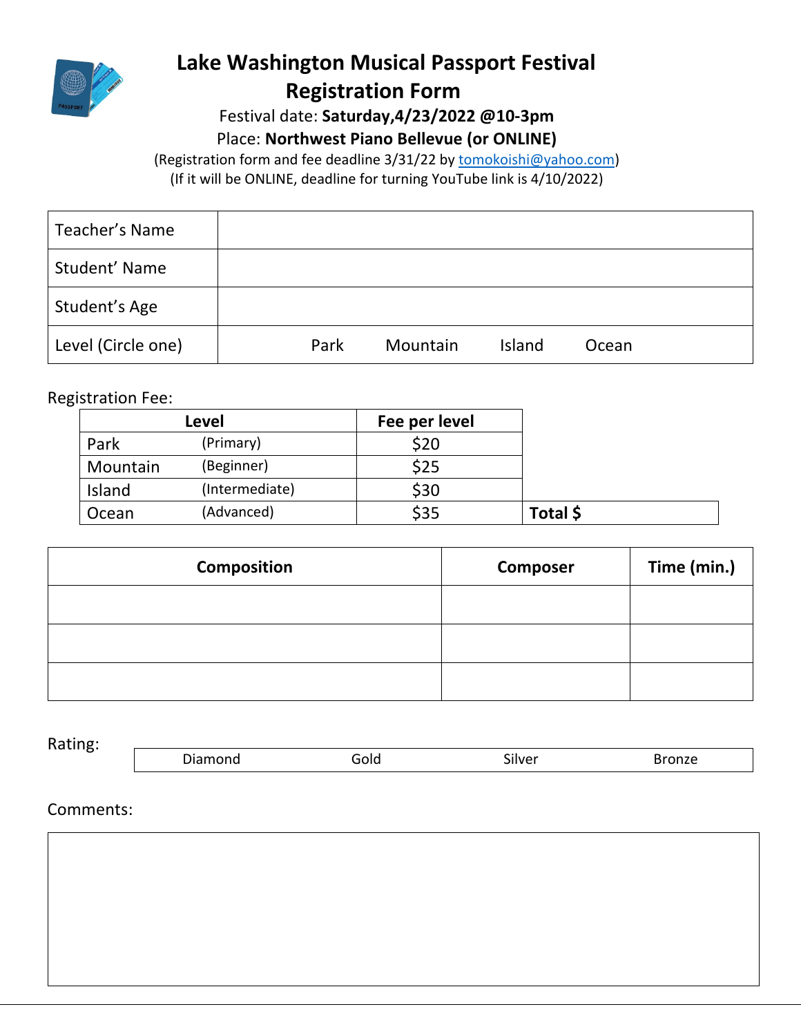# Lake Washington Musical Passport Festival
# Registration Form

Festival date: **Saturday,4/23/2022 @10-3pm**

Place: **Northwest Piano Bellevue (or ONLINE)**

(Registration form and fee deadline 3/31/22 by tomokoishi@yahoo.com)

(If it will be ONLINE, deadline for turning YouTube link is 4/10/2022)

| | |
|---|---|
| Teacher's Name | |
| Student' Name | |
| Student's Age | |
| Level (Circle one) | Park Mountain Island Ocean |

Registration Fee:

| Level | | Fee per level | |
|---|---|---|---|
| Park | (Primary) | $20 | |
| Mountain | (Beginner) | $25 | |
| Island | (Intermediate) | $30 | |
| Ocean | (Advanced) | $35 | **Total $** |

| Composition | Composer | Time (min.) |
|---|---|---|
| | | |
| | | |
| | | |

Rating:

| | | | |
|---|---|---|---|
| Diamond | Gold | Silver | Bronze |

Comments: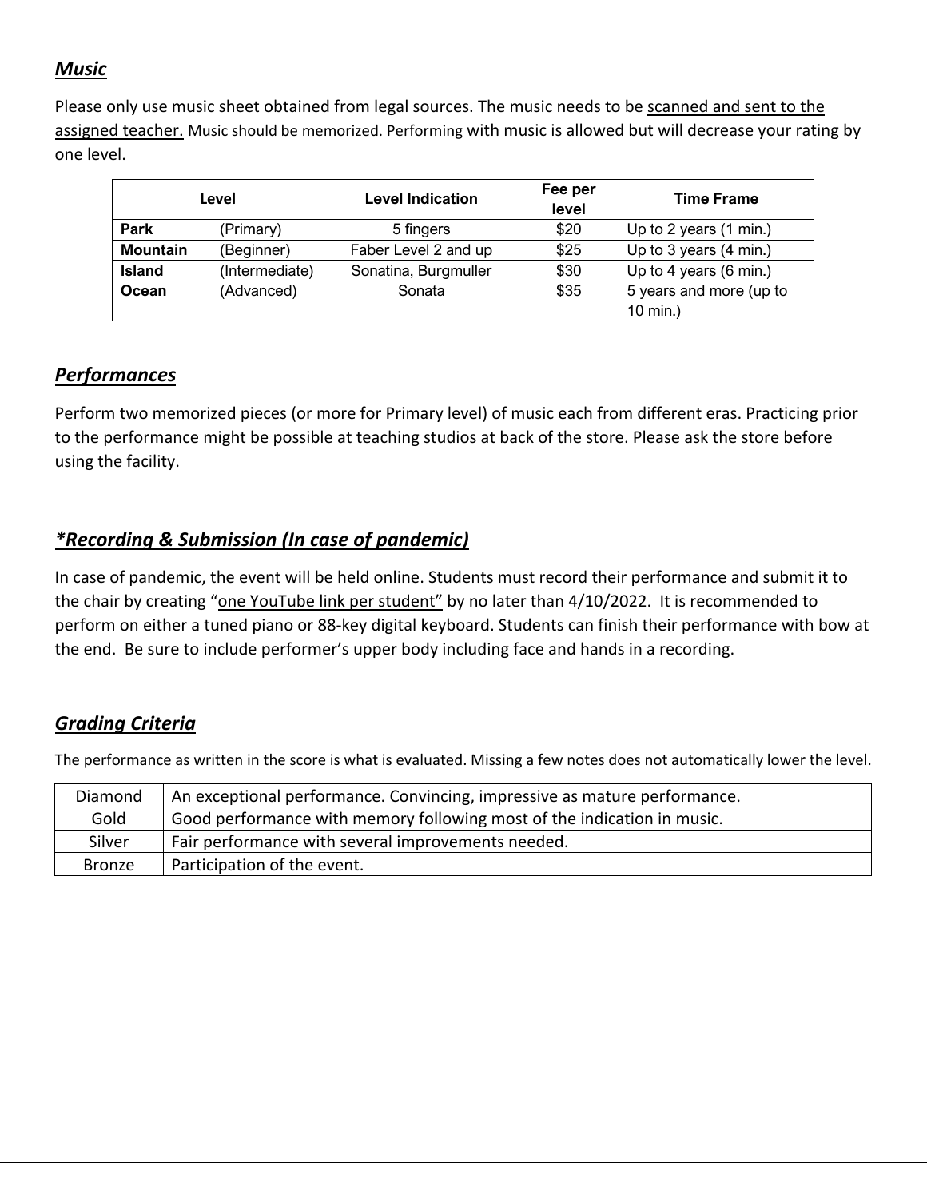## ***Music***

Please only use music sheet obtained from legal sources. The music needs to be <u>scanned and sent to the assigned teacher.</u> Music should be memorized. Performing with music is allowed but will decrease your rating by one level.

| Level | | Level Indication | Fee per level | Time Frame |
|---|---|---|---|---|
| **Park** | (Primary) | 5 fingers | $20 | Up to 2 years (1 min.) |
| **Mountain** | (Beginner) | Faber Level 2 and up | $25 | Up to 3 years (4 min.) |
| **Island** | (Intermediate) | Sonatina, Burgmuller | $30 | Up to 4 years (6 min.) |
| **Ocean** | (Advanced) | Sonata | $35 | 5 years and more (up to 10 min.) |

## ***Performances***

Perform two memorized pieces (or more for Primary level) of music each from different eras. Practicing prior to the performance might be possible at teaching studios at back of the store. Please ask the store before using the facility.

## ***\*Recording & Submission (In case of pandemic)***

In case of pandemic, the event will be held online. Students must record their performance and submit it to the chair by creating "<u>one YouTube link per student</u>" by no later than 4/10/2022. It is recommended to perform on either a tuned piano or 88-key digital keyboard. Students can finish their performance with bow at the end. Be sure to include performer's upper body including face and hands in a recording.

## ***Grading Criteria***

The performance as written in the score is what is evaluated. Missing a few notes does not automatically lower the level.

| | |
|---|---|
| Diamond | An exceptional performance. Convincing, impressive as mature performance. |
| Gold | Good performance with memory following most of the indication in music. |
| Silver | Fair performance with several improvements needed. |
| Bronze | Participation of the event. |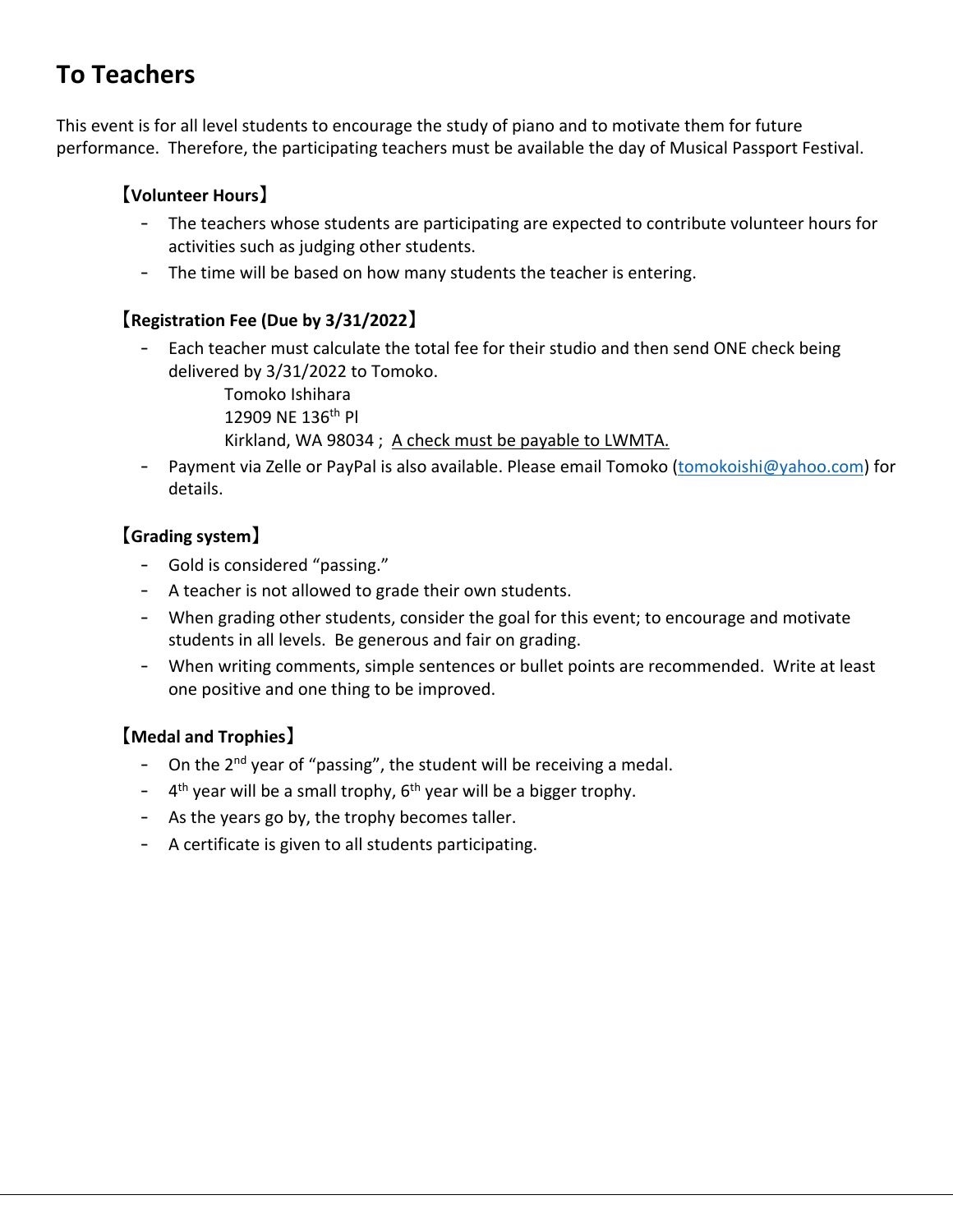# To Teachers

This event is for all level students to encourage the study of piano and to motivate them for future performance. Therefore, the participating teachers must be available the day of Musical Passport Festival.

### 【Volunteer Hours】

- The teachers whose students are participating are expected to contribute volunteer hours for activities such as judging other students.
- The time will be based on how many students the teacher is entering.

### 【Registration Fee (Due by 3/31/2022】

- Each teacher must calculate the total fee for their studio and then send ONE check being delivered by 3/31/2022 to Tomoko.

  Tomoko Ishihara
  12909 NE 136th Pl
  Kirkland, WA 98034 ; A check must be payable to LWMTA.
- Payment via Zelle or PayPal is also available. Please email Tomoko (tomokoishi@yahoo.com) for details.

### 【Grading system】

- Gold is considered "passing."
- A teacher is not allowed to grade their own students.
- When grading other students, consider the goal for this event; to encourage and motivate students in all levels. Be generous and fair on grading.
- When writing comments, simple sentences or bullet points are recommended. Write at least one positive and one thing to be improved.

### 【Medal and Trophies】

- On the 2nd year of "passing", the student will be receiving a medal.
- 4th year will be a small trophy, 6th year will be a bigger trophy.
- As the years go by, the trophy becomes taller.
- A certificate is given to all students participating.